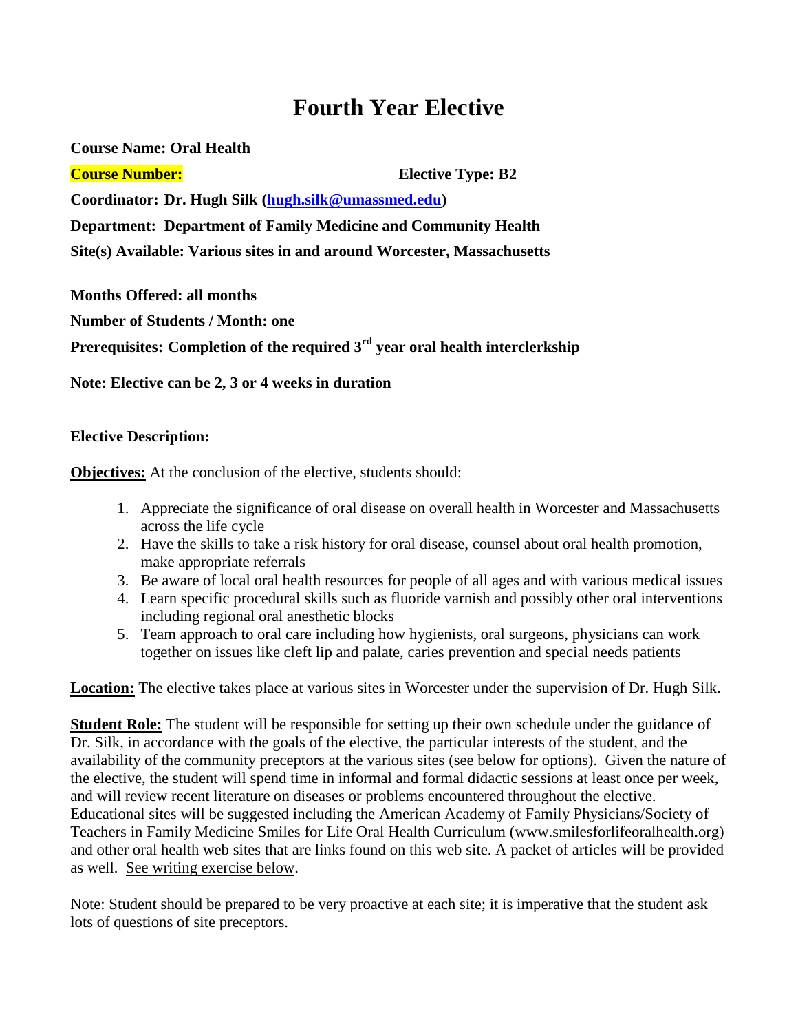# Fourth Year Elective

**Course Name: Oral Health**

**Course Number:** **Elective Type: B2**

**Coordinator: Dr. Hugh Silk ([hugh.silk@umassmed.edu](mailto:hugh.silk@umassmed.edu))**

**Department: Department of Family Medicine and Community Health**

**Site(s) Available: Various sites in and around Worcester, Massachusetts**

**Months Offered: all months**

**Number of Students / Month: one**

**Prerequisites: Completion of the required 3rd year oral health interclerkship**

**Note: Elective can be 2, 3 or 4 weeks in duration**

**Elective Description:**

**Objectives:** At the conclusion of the elective, students should:

1. Appreciate the significance of oral disease on overall health in Worcester and Massachusetts across the life cycle
2. Have the skills to take a risk history for oral disease, counsel about oral health promotion, make appropriate referrals
3. Be aware of local oral health resources for people of all ages and with various medical issues
4. Learn specific procedural skills such as fluoride varnish and possibly other oral interventions including regional oral anesthetic blocks
5. Team approach to oral care including how hygienists, oral surgeons, physicians can work together on issues like cleft lip and palate, caries prevention and special needs patients

**Location:** The elective takes place at various sites in Worcester under the supervision of Dr. Hugh Silk.

**Student Role:** The student will be responsible for setting up their own schedule under the guidance of Dr. Silk, in accordance with the goals of the elective, the particular interests of the student, and the availability of the community preceptors at the various sites (see below for options). Given the nature of the elective, the student will spend time in informal and formal didactic sessions at least once per week, and will review recent literature on diseases or problems encountered throughout the elective. Educational sites will be suggested including the American Academy of Family Physicians/Society of Teachers in Family Medicine Smiles for Life Oral Health Curriculum (www.smilesforlifeoralhealth.org) and other oral health web sites that are links found on this web site. A packet of articles will be provided as well. See writing exercise below.

Note: Student should be prepared to be very proactive at each site; it is imperative that the student ask lots of questions of site preceptors.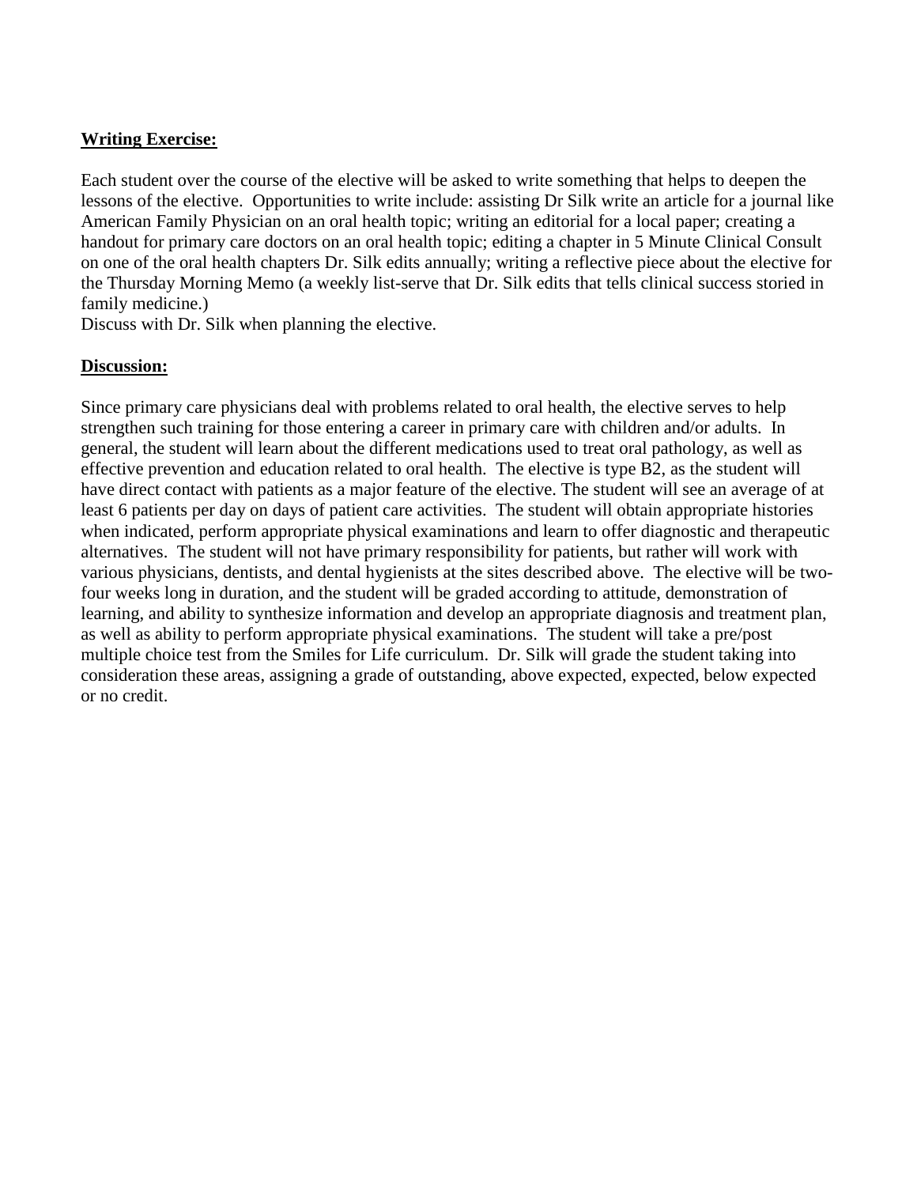**Writing Exercise:**

Each student over the course of the elective will be asked to write something that helps to deepen the lessons of the elective. Opportunities to write include: assisting Dr Silk write an article for a journal like American Family Physician on an oral health topic; writing an editorial for a local paper; creating a handout for primary care doctors on an oral health topic; editing a chapter in 5 Minute Clinical Consult on one of the oral health chapters Dr. Silk edits annually; writing a reflective piece about the elective for the Thursday Morning Memo (a weekly list-serve that Dr. Silk edits that tells clinical success storied in family medicine.)
Discuss with Dr. Silk when planning the elective.

**Discussion:**

Since primary care physicians deal with problems related to oral health, the elective serves to help strengthen such training for those entering a career in primary care with children and/or adults. In general, the student will learn about the different medications used to treat oral pathology, as well as effective prevention and education related to oral health. The elective is type B2, as the student will have direct contact with patients as a major feature of the elective. The student will see an average of at least 6 patients per day on days of patient care activities. The student will obtain appropriate histories when indicated, perform appropriate physical examinations and learn to offer diagnostic and therapeutic alternatives. The student will not have primary responsibility for patients, but rather will work with various physicians, dentists, and dental hygienists at the sites described above. The elective will be two-four weeks long in duration, and the student will be graded according to attitude, demonstration of learning, and ability to synthesize information and develop an appropriate diagnosis and treatment plan, as well as ability to perform appropriate physical examinations. The student will take a pre/post multiple choice test from the Smiles for Life curriculum. Dr. Silk will grade the student taking into consideration these areas, assigning a grade of outstanding, above expected, expected, below expected or no credit.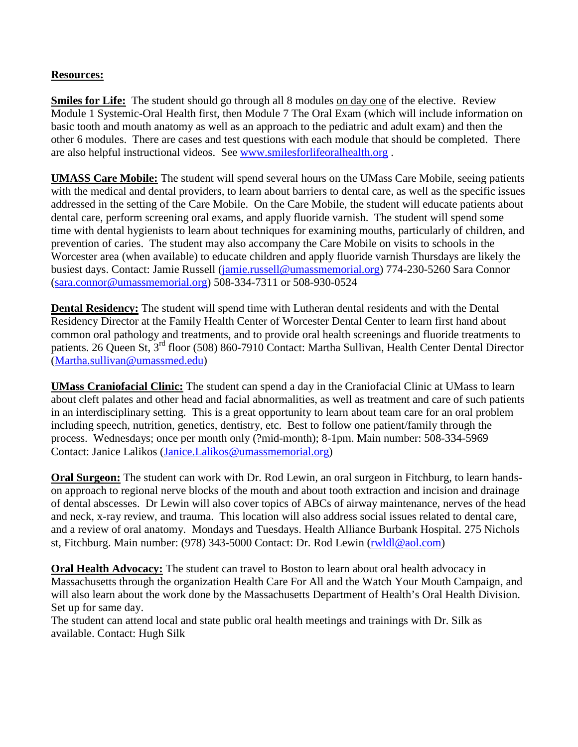**<u>Resources:</u>**

**<u>Smiles for Life:</u>** The student should go through all 8 modules <u>on day one</u> of the elective. Review Module 1 Systemic-Oral Health first, then Module 7 The Oral Exam (which will include information on basic tooth and mouth anatomy as well as an approach to the pediatric and adult exam) and then the other 6 modules. There are cases and test questions with each module that should be completed. There are also helpful instructional videos. See www.smilesforlifeoralhealth.org .

**<u>UMASS Care Mobile:</u>** The student will spend several hours on the UMass Care Mobile, seeing patients with the medical and dental providers, to learn about barriers to dental care, as well as the specific issues addressed in the setting of the Care Mobile. On the Care Mobile, the student will educate patients about dental care, perform screening oral exams, and apply fluoride varnish. The student will spend some time with dental hygienists to learn about techniques for examining mouths, particularly of children, and prevention of caries. The student may also accompany the Care Mobile on visits to schools in the Worcester area (when available) to educate children and apply fluoride varnish Thursdays are likely the busiest days. Contact: Jamie Russell (jamie.russell@umassmemorial.org) 774-230-5260 Sara Connor (sara.connor@umassmemorial.org) 508-334-7311 or 508-930-0524

**<u>Dental Residency:</u>** The student will spend time with Lutheran dental residents and with the Dental Residency Director at the Family Health Center of Worcester Dental Center to learn first hand about common oral pathology and treatments, and to provide oral health screenings and fluoride treatments to patients. 26 Queen St, 3rd floor (508) 860-7910 Contact: Martha Sullivan, Health Center Dental Director (Martha.sullivan@umassmed.edu)

**<u>UMass Craniofacial Clinic:</u>** The student can spend a day in the Craniofacial Clinic at UMass to learn about cleft palates and other head and facial abnormalities, as well as treatment and care of such patients in an interdisciplinary setting. This is a great opportunity to learn about team care for an oral problem including speech, nutrition, genetics, dentistry, etc. Best to follow one patient/family through the process. Wednesdays; once per month only (?mid-month); 8-1pm. Main number: 508-334-5969 Contact: Janice Lalikos (Janice.Lalikos@umassmemorial.org)

**<u>Oral Surgeon:</u>** The student can work with Dr. Rod Lewin, an oral surgeon in Fitchburg, to learn hands-on approach to regional nerve blocks of the mouth and about tooth extraction and incision and drainage of dental abscesses. Dr Lewin will also cover topics of ABCs of airway maintenance, nerves of the head and neck, x-ray review, and trauma. This location will also address social issues related to dental care, and a review of oral anatomy. Mondays and Tuesdays. Health Alliance Burbank Hospital. 275 Nichols st, Fitchburg. Main number: (978) 343-5000 Contact: Dr. Rod Lewin (rwldl@aol.com)

**<u>Oral Health Advocacy:</u>** The student can travel to Boston to learn about oral health advocacy in Massachusetts through the organization Health Care For All and the Watch Your Mouth Campaign, and will also learn about the work done by the Massachusetts Department of Health's Oral Health Division. Set up for same day.

The student can attend local and state public oral health meetings and trainings with Dr. Silk as available. Contact: Hugh Silk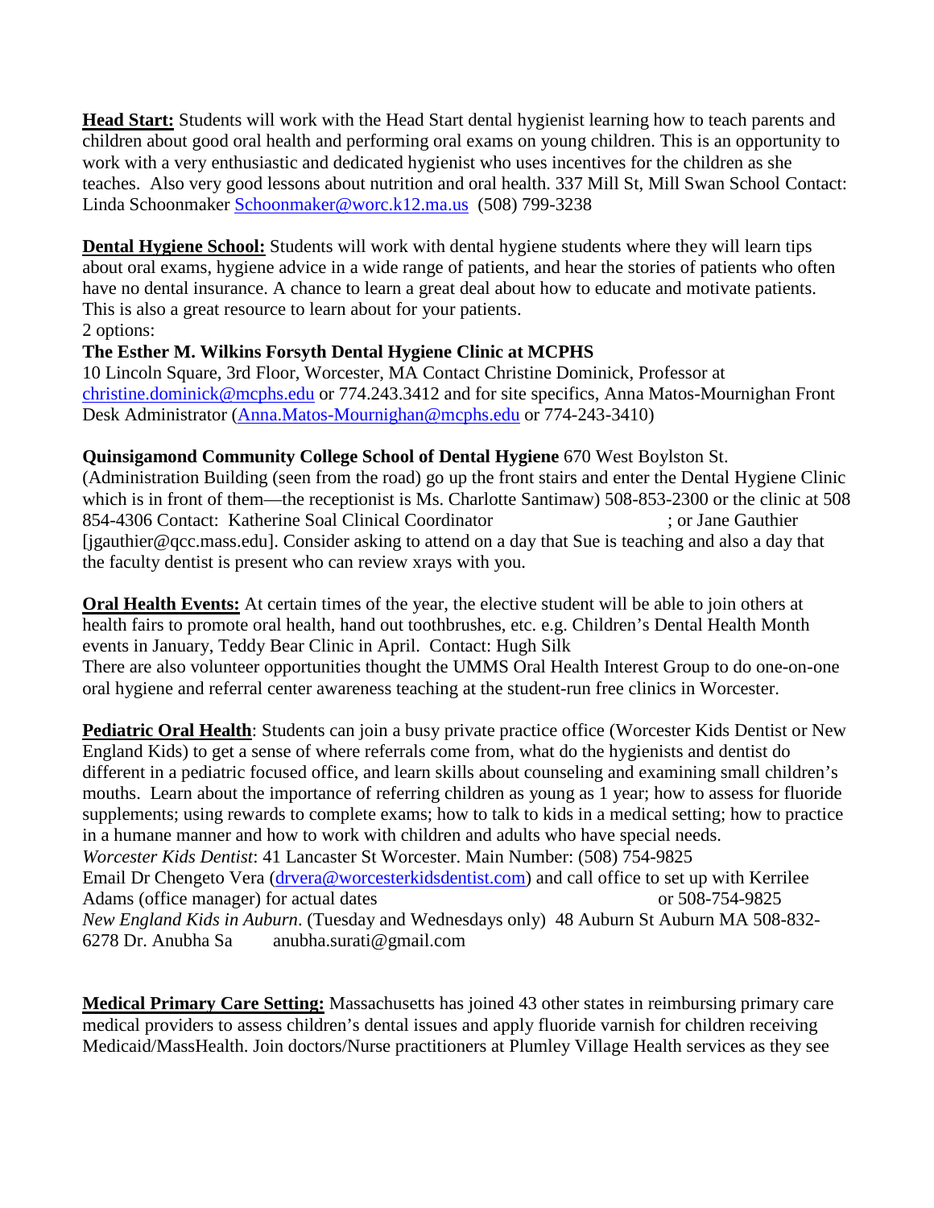**Head Start:** Students will work with the Head Start dental hygienist learning how to teach parents and children about good oral health and performing oral exams on young children. This is an opportunity to work with a very enthusiastic and dedicated hygienist who uses incentives for the children as she teaches. Also very good lessons about nutrition and oral health. 337 Mill St, Mill Swan School Contact: Linda Schoonmaker Schoonmaker@worc.k12.ma.us (508) 799-3238

**Dental Hygiene School:** Students will work with dental hygiene students where they will learn tips about oral exams, hygiene advice in a wide range of patients, and hear the stories of patients who often have no dental insurance. A chance to learn a great deal about how to educate and motivate patients. This is also a great resource to learn about for your patients.
2 options:

**The Esther M. Wilkins Forsyth Dental Hygiene Clinic at MCPHS**
10 Lincoln Square, 3rd Floor, Worcester, MA Contact Christine Dominick, Professor at christine.dominick@mcphs.edu or 774.243.3412 and for site specifics, Anna Matos-Mournighan Front Desk Administrator (Anna.Matos-Mournighan@mcphs.edu or 774-243-3410)

**Quinsigamond Community College School of Dental Hygiene** 670 West Boylston St. (Administration Building (seen from the road) go up the front stairs and enter the Dental Hygiene Clinic which is in front of them—the receptionist is Ms. Charlotte Santimaw) 508-853-2300 or the clinic at 508 854-4306 Contact: Katherine Soal Clinical Coordinator ; or Jane Gauthier [jgauthier@qcc.mass.edu]. Consider asking to attend on a day that Sue is teaching and also a day that the faculty dentist is present who can review xrays with you.

**Oral Health Events:** At certain times of the year, the elective student will be able to join others at health fairs to promote oral health, hand out toothbrushes, etc. e.g. Children's Dental Health Month events in January, Teddy Bear Clinic in April. Contact: Hugh Silk
There are also volunteer opportunities thought the UMMS Oral Health Interest Group to do one-on-one oral hygiene and referral center awareness teaching at the student-run free clinics in Worcester.

**Pediatric Oral Health**: Students can join a busy private practice office (Worcester Kids Dentist or New England Kids) to get a sense of where referrals come from, what do the hygienists and dentist do different in a pediatric focused office, and learn skills about counseling and examining small children's mouths. Learn about the importance of referring children as young as 1 year; how to assess for fluoride supplements; using rewards to complete exams; how to talk to kids in a medical setting; how to practice in a humane manner and how to work with children and adults who have special needs.
*Worcester Kids Dentist*: 41 Lancaster St Worcester. Main Number: (508) 754-9825
Email Dr Chengeto Vera (drvera@worcesterkidsdentist.com) and call office to set up with Kerrilee Adams (office manager) for actual dates or 508-754-9825
*New England Kids in Auburn*. (Tuesday and Wednesdays only) 48 Auburn St Auburn MA 508-832-6278 Dr. Anubha Sa anubha.surati@gmail.com

**Medical Primary Care Setting:** Massachusetts has joined 43 other states in reimbursing primary care medical providers to assess children's dental issues and apply fluoride varnish for children receiving Medicaid/MassHealth. Join doctors/Nurse practitioners at Plumley Village Health services as they see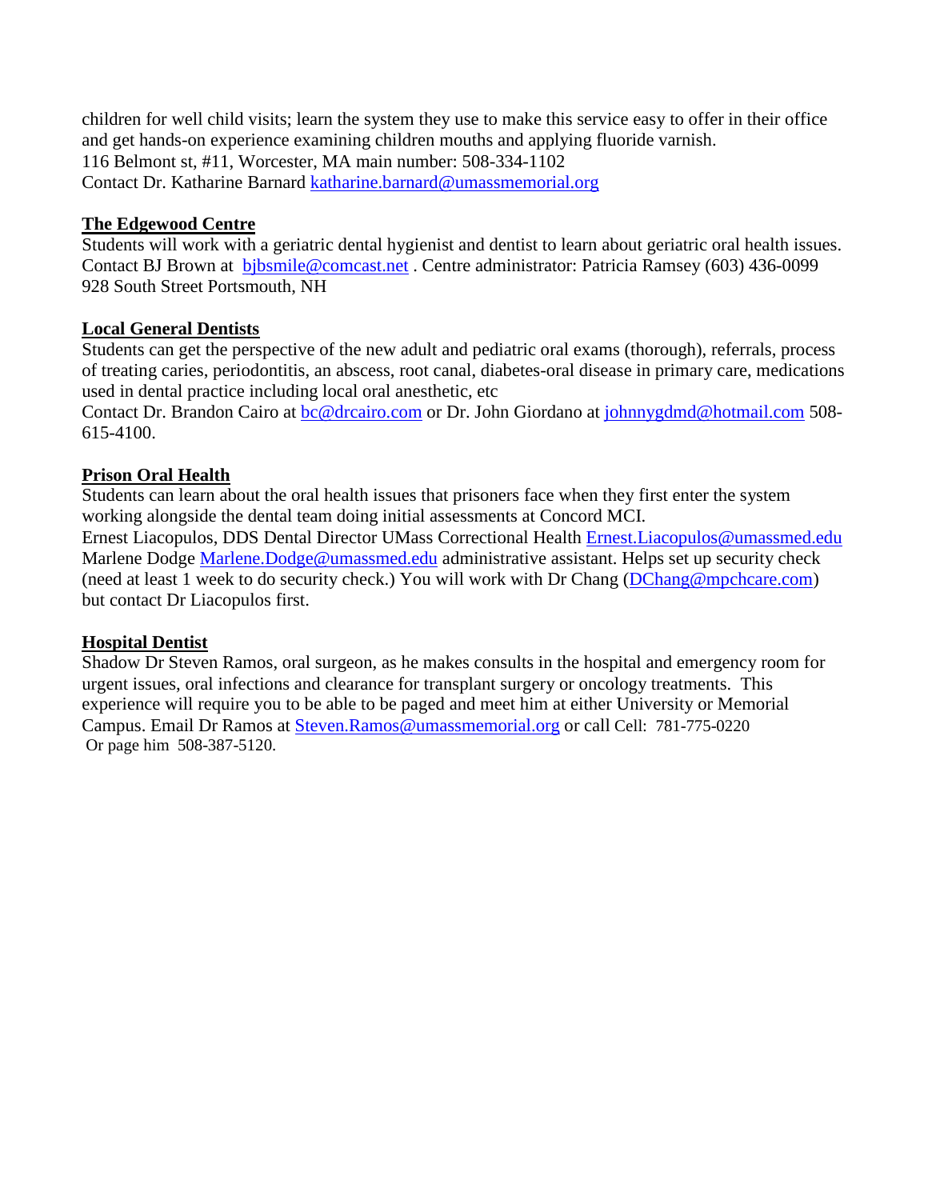children for well child visits; learn the system they use to make this service easy to offer in their office and get hands-on experience examining children mouths and applying fluoride varnish.
116 Belmont st, #11, Worcester, MA main number: 508-334-1102
Contact Dr. Katharine Barnard katharine.barnard@umassmemorial.org

**The Edgewood Centre**

Students will work with a geriatric dental hygienist and dentist to learn about geriatric oral health issues. Contact BJ Brown at bjbsmile@comcast.net . Centre administrator: Patricia Ramsey (603) 436-0099
928 South Street Portsmouth, NH

**Local General Dentists**

Students can get the perspective of the new adult and pediatric oral exams (thorough), referrals, process of treating caries, periodontitis, an abscess, root canal, diabetes-oral disease in primary care, medications used in dental practice including local oral anesthetic, etc
Contact Dr. Brandon Cairo at bc@drcairo.com or Dr. John Giordano at johnnygdmd@hotmail.com 508-615-4100.

**Prison Oral Health**

Students can learn about the oral health issues that prisoners face when they first enter the system working alongside the dental team doing initial assessments at Concord MCI.
Ernest Liacopulos, DDS Dental Director UMass Correctional Health Ernest.Liacopulos@umassmed.edu
Marlene Dodge Marlene.Dodge@umassmed.edu administrative assistant. Helps set up security check (need at least 1 week to do security check.) You will work with Dr Chang (DChang@mpchcare.com) but contact Dr Liacopulos first.

**Hospital Dentist**

Shadow Dr Steven Ramos, oral surgeon, as he makes consults in the hospital and emergency room for urgent issues, oral infections and clearance for transplant surgery or oncology treatments. This experience will require you to be able to be paged and meet him at either University or Memorial Campus. Email Dr Ramos at Steven.Ramos@umassmemorial.org or call Cell: 781-775-0220
Or page him 508-387-5120.